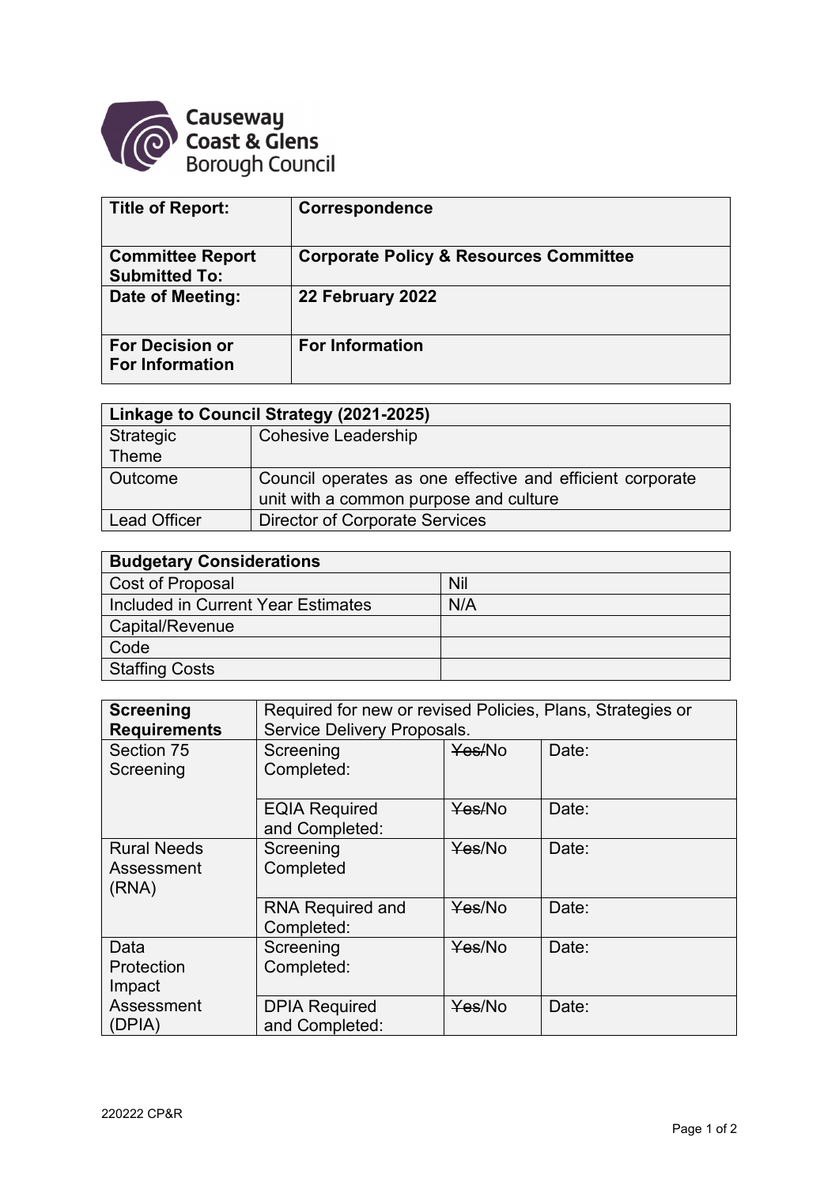| **Title of Report:** | **Correspondence** |
|---|---|
| **Committee Report Submitted To:** | **Corporate Policy & Resources Committee** |
| **Date of Meeting:** | **22 February 2022** |
| **For Decision or For Information** | **For Information** |

| **Linkage to Council Strategy (2021-2025)** | |
|---|---|
| Strategic Theme | Cohesive Leadership |
| Outcome | Council operates as one effective and efficient corporate unit with a common purpose and culture |
| Lead Officer | Director of Corporate Services |

| **Budgetary Considerations** | |
|---|---|
| Cost of Proposal | Nil |
| Included in Current Year Estimates | N/A |
| Capital/Revenue | |
| Code | |
| Staffing Costs | |

| **Screening Requirements** | Required for new or revised Policies, Plans, Strategies or Service Delivery Proposals. | | |
|---|---|---|---|
| Section 75 Screening | Screening Completed: | ~~Yes~~/No | Date: |
| | EQIA Required and Completed: | ~~Yes~~/No | Date: |
| Rural Needs Assessment (RNA) | Screening Completed | ~~Yes~~/No | Date: |
| | RNA Required and Completed: | ~~Yes~~/No | Date: |
| Data Protection Impact Assessment (DPIA) | Screening Completed: | ~~Yes~~/No | Date: |
| | DPIA Required and Completed: | ~~Yes~~/No | Date: |

220222 CP&R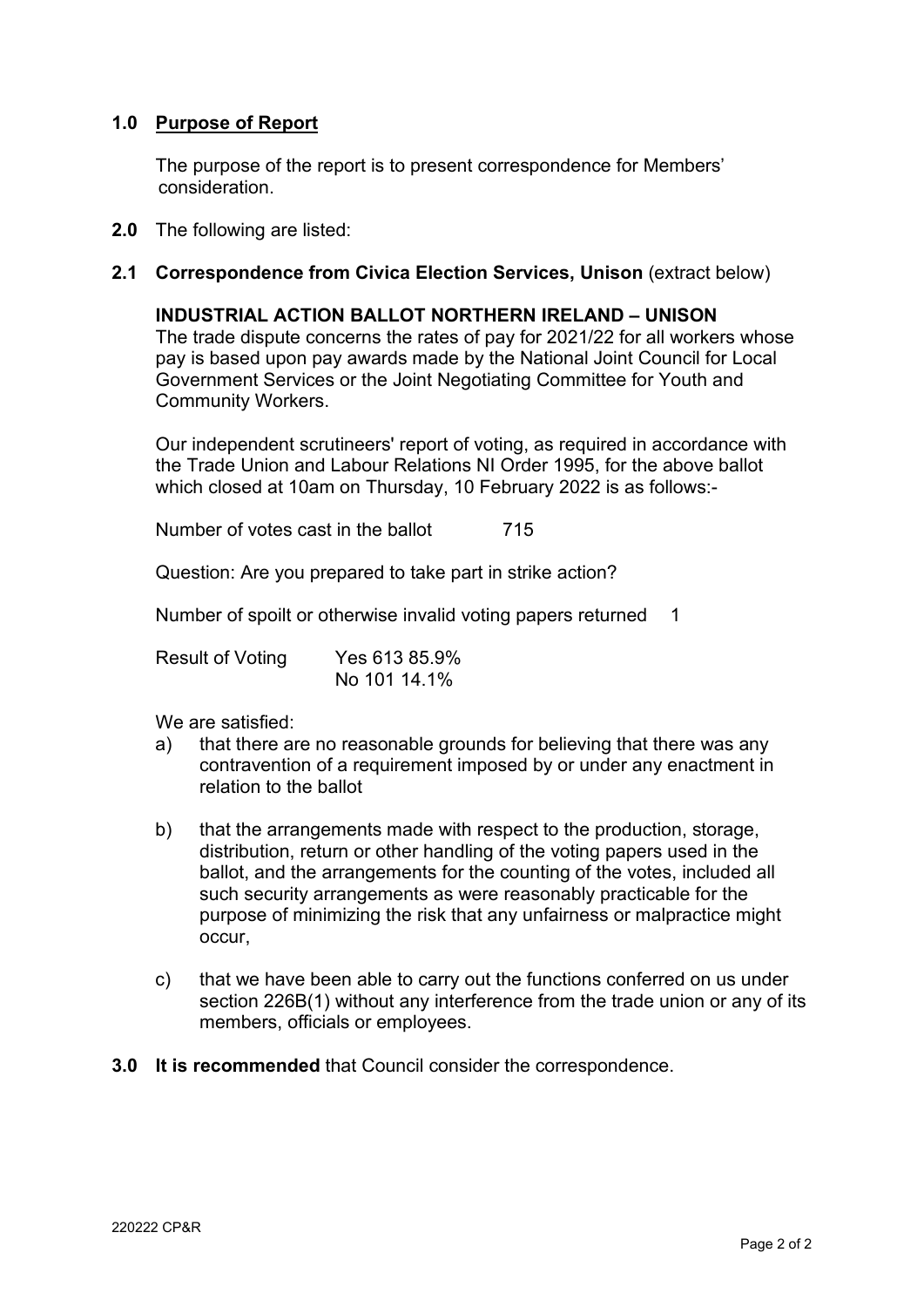**1.0 Purpose of Report**

The purpose of the report is to present correspondence for Members' consideration.

**2.0** The following are listed:

**2.1 Correspondence from Civica Election Services, Unison** (extract below)

**INDUSTRIAL ACTION BALLOT NORTHERN IRELAND – UNISON**

The trade dispute concerns the rates of pay for 2021/22 for all workers whose pay is based upon pay awards made by the National Joint Council for Local Government Services or the Joint Negotiating Committee for Youth and Community Workers.

Our independent scrutineers' report of voting, as required in accordance with the Trade Union and Labour Relations NI Order 1995, for the above ballot which closed at 10am on Thursday, 10 February 2022 is as follows:-

Number of votes cast in the ballot 715

Question: Are you prepared to take part in strike action?

Number of spoilt or otherwise invalid voting papers returned 1

Result of Voting Yes 613 85.9%
No 101 14.1%

We are satisfied:

a) that there are no reasonable grounds for believing that there was any contravention of a requirement imposed by or under any enactment in relation to the ballot

b) that the arrangements made with respect to the production, storage, distribution, return or other handling of the voting papers used in the ballot, and the arrangements for the counting of the votes, included all such security arrangements as were reasonably practicable for the purpose of minimizing the risk that any unfairness or malpractice might occur,

c) that we have been able to carry out the functions conferred on us under section 226B(1) without any interference from the trade union or any of its members, officials or employees.

**3.0 It is recommended** that Council consider the correspondence.

220222 CP&R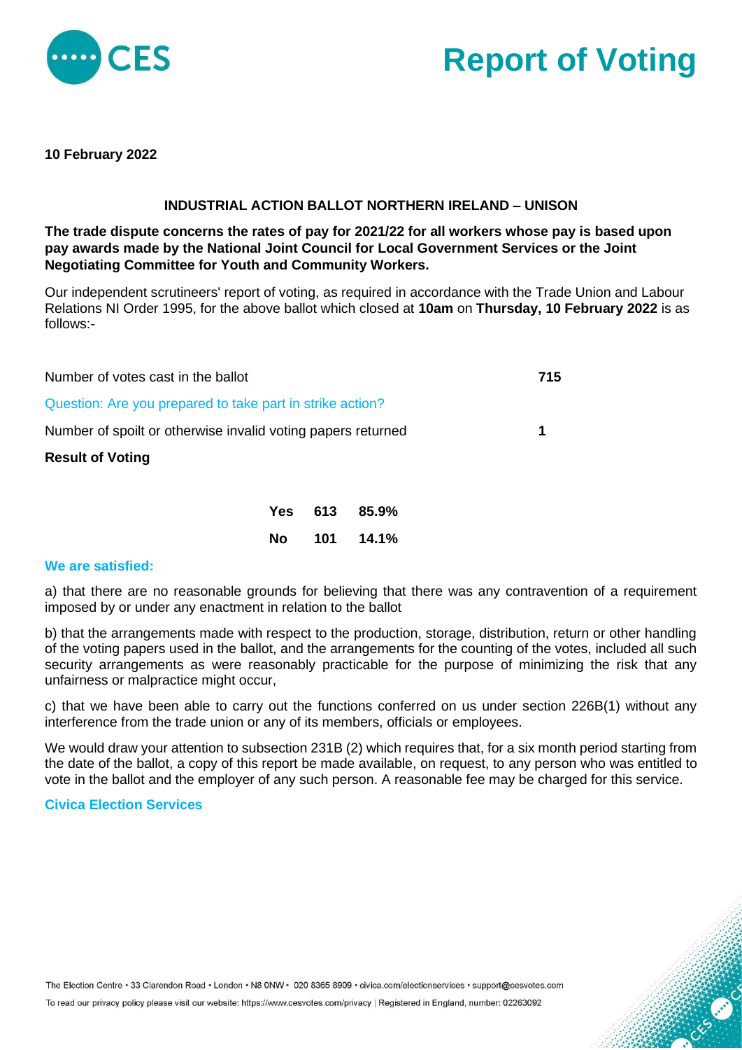# Report of Voting

**10 February 2022**

**INDUSTRIAL ACTION BALLOT NORTHERN IRELAND – UNISON**

**The trade dispute concerns the rates of pay for 2021/22 for all workers whose pay is based upon pay awards made by the National Joint Council for Local Government Services or the Joint Negotiating Committee for Youth and Community Workers.**

Our independent scrutineers' report of voting, as required in accordance with the Trade Union and Labour Relations NI Order 1995, for the above ballot which closed at **10am** on **Thursday, 10 February 2022** is as follows:-

| | |
|---|---|
| Number of votes cast in the ballot | **715** |

Question: Are you prepared to take part in strike action?

| | |
|---|---|
| Number of spoilt or otherwise invalid voting papers returned | **1** |

**Result of Voting**

| | | |
|---|---|---|
| **Yes** | **613** | **85.9%** |
| **No** | **101** | **14.1%** |

**We are satisfied:**

a) that there are no reasonable grounds for believing that there was any contravention of a requirement imposed by or under any enactment in relation to the ballot

b) that the arrangements made with respect to the production, storage, distribution, return or other handling of the voting papers used in the ballot, and the arrangements for the counting of the votes, included all such security arrangements as were reasonably practicable for the purpose of minimizing the risk that any unfairness or malpractice might occur,

c) that we have been able to carry out the functions conferred on us under section 226B(1) without any interference from the trade union or any of its members, officials or employees.

We would draw your attention to subsection 231B (2) which requires that, for a six month period starting from the date of the ballot, a copy of this report be made available, on request, to any person who was entitled to vote in the ballot and the employer of any such person. A reasonable fee may be charged for this service.

**Civica Election Services**

The Election Centre • 33 Clarendon Road • London • N8 0NW • 020 8365 8909 • civica.com/electionservices • support@cesvotes.com

To read our privacy policy please visit our website: https://www.cesvotes.com/privacy | Registered in England, number: 02263092